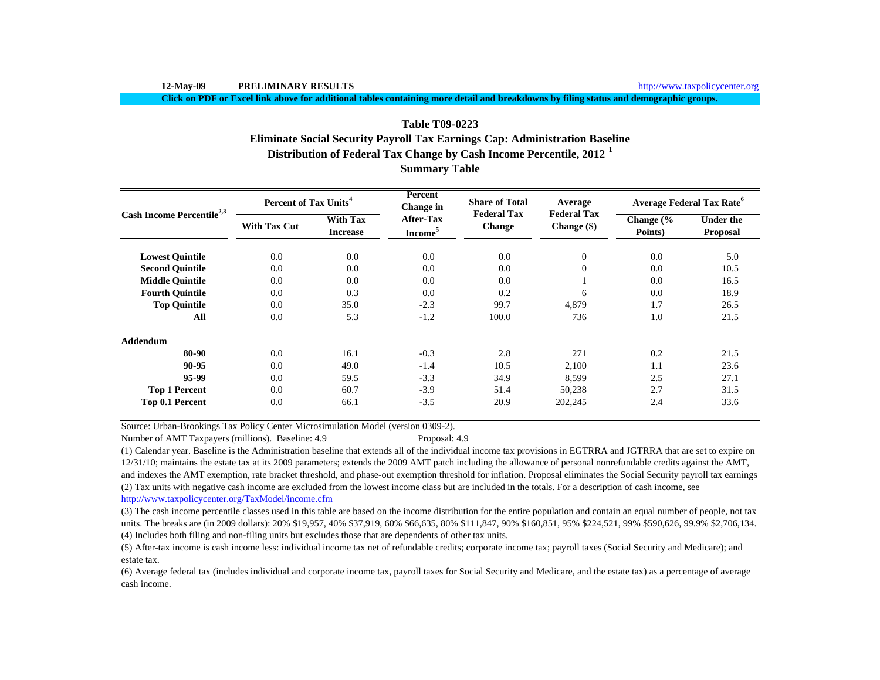12-May-09 **PRELIMINARY RESULTS** http://www.taxpolicycenter.org

**Click on PDF or Excel link above for additional tables containing more detail and breakdowns by filing status and demographic groups.**

## Table T09-0223
## Eliminate Social Security Payroll Tax Earnings Cap: Administration Baseline
## Distribution of Federal Tax Change by Cash Income Percentile, 2012 [1]
## Summary Table

| Cash Income Percentile[2,3] | Percent of Tax Units[4] | | Percent Change in After-Tax Income[5] | Share of Total Federal Tax Change | Average Federal Tax Change ($) | Average Federal Tax Rate[6] | |
|---|---|---|---|---|---|---|---|
| | With Tax Cut | With Tax Increase | | | | Change (% Points) | Under the Proposal |
| **Lowest Quintile** | 0.0 | 0.0 | 0.0 | 0.0 | 0 | 0.0 | 5.0 |
| **Second Quintile** | 0.0 | 0.0 | 0.0 | 0.0 | 0 | 0.0 | 10.5 |
| **Middle Quintile** | 0.0 | 0.0 | 0.0 | 0.0 | 1 | 0.0 | 16.5 |
| **Fourth Quintile** | 0.0 | 0.3 | 0.0 | 0.2 | 6 | 0.0 | 18.9 |
| **Top Quintile** | 0.0 | 35.0 | -2.3 | 99.7 | 4,879 | 1.7 | 26.5 |
| **All** | 0.0 | 5.3 | -1.2 | 100.0 | 736 | 1.0 | 21.5 |
| **Addendum** | | | | | | | |
| **80-90** | 0.0 | 16.1 | -0.3 | 2.8 | 271 | 0.2 | 21.5 |
| **90-95** | 0.0 | 49.0 | -1.4 | 10.5 | 2,100 | 1.1 | 23.6 |
| **95-99** | 0.0 | 59.5 | -3.3 | 34.9 | 8,599 | 2.5 | 27.1 |
| **Top 1 Percent** | 0.0 | 60.7 | -3.9 | 51.4 | 50,238 | 2.7 | 31.5 |
| **Top 0.1 Percent** | 0.0 | 66.1 | -3.5 | 20.9 | 202,245 | 2.4 | 33.6 |

Source: Urban-Brookings Tax Policy Center Microsimulation Model (version 0309-2).

Number of AMT Taxpayers (millions). Baseline: 4.9 Proposal: 4.9

(1) Calendar year. Baseline is the Administration baseline that extends all of the individual income tax provisions in EGTRRA and JGTRRA that are set to expire on 12/31/10; maintains the estate tax at its 2009 parameters; extends the 2009 AMT patch including the allowance of personal nonrefundable credits against the AMT, and indexes the AMT exemption, rate bracket threshold, and phase-out exemption threshold for inflation. Proposal eliminates the Social Security payroll tax earnings

(2) Tax units with negative cash income are excluded from the lowest income class but are included in the totals. For a description of cash income, see http://www.taxpolicycenter.org/TaxModel/income.cfm

(3) The cash income percentile classes used in this table are based on the income distribution for the entire population and contain an equal number of people, not tax units. The breaks are (in 2009 dollars): 20% $19,957, 40% $37,919, 60% $66,635, 80% $111,847, 90% $160,851, 95% $224,521, 99% $590,626, 99.9% $2,706,134.

(4) Includes both filing and non-filing units but excludes those that are dependents of other tax units.

(5) After-tax income is cash income less: individual income tax net of refundable credits; corporate income tax; payroll taxes (Social Security and Medicare); and estate tax.

(6) Average federal tax (includes individual and corporate income tax, payroll taxes for Social Security and Medicare, and the estate tax) as a percentage of average cash income.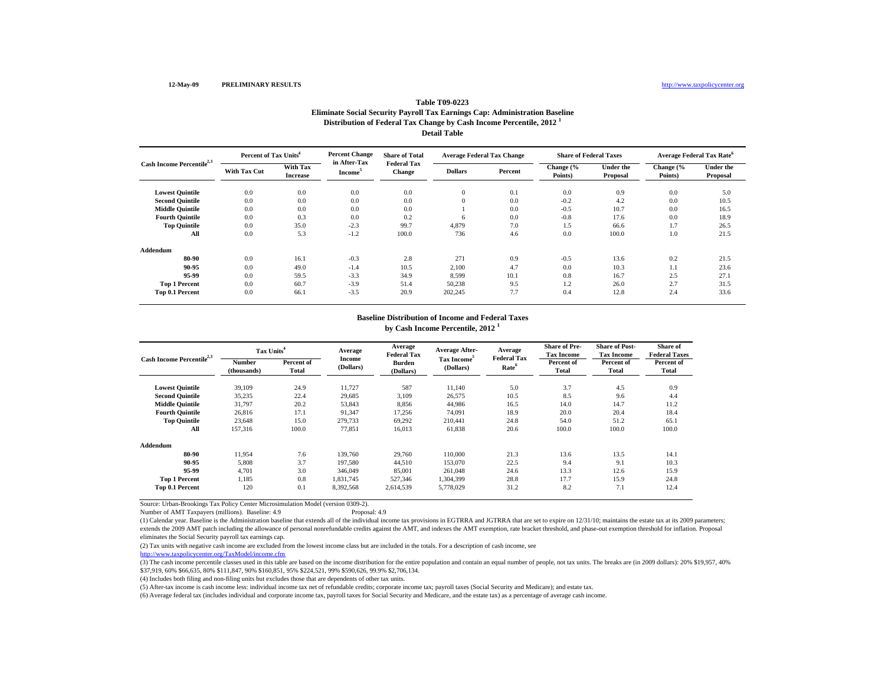12-May-09 PRELIMINARY RESULTS http://www.taxpolicycenter.org

## Table T09-0223
## Eliminate Social Security Payroll Tax Earnings Cap: Administration Baseline
## Distribution of Federal Tax Change by Cash Income Percentile, 2012 [1]
## Detail Table

| Cash Income Percentile[2,3] | Percent of Tax Units[4] | | Percent Change in After-Tax Income[5] | Share of Total Federal Tax Change | Average Federal Tax Change | | Share of Federal Taxes | | Average Federal Tax Rate[6] | |
|---|---|---|---|---|---|---|---|---|---|---|
| | With Tax Cut | With Tax Increase | | | Dollars | Percent | Change (% Points) | Under the Proposal | Change (% Points) | Under the Proposal |
| Lowest Quintile | 0.0 | 0.0 | 0.0 | 0.0 | 0 | 0.1 | 0.0 | 0.9 | 0.0 | 5.0 |
| Second Quintile | 0.0 | 0.0 | 0.0 | 0.0 | 0 | 0.0 | -0.2 | 4.2 | 0.0 | 10.5 |
| Middle Quintile | 0.0 | 0.0 | 0.0 | 0.0 | 1 | 0.0 | -0.5 | 10.7 | 0.0 | 16.5 |
| Fourth Quintile | 0.0 | 0.3 | 0.0 | 0.2 | 6 | 0.0 | -0.8 | 17.6 | 0.0 | 18.9 |
| Top Quintile | 0.0 | 35.0 | -2.3 | 99.7 | 4,879 | 7.0 | 1.5 | 66.6 | 1.7 | 26.5 |
| All | 0.0 | 5.3 | -1.2 | 100.0 | 736 | 4.6 | 0.0 | 100.0 | 1.0 | 21.5 |
| **Addendum** | | | | | | | | | | |
| 80-90 | 0.0 | 16.1 | -0.3 | 2.8 | 271 | 0.9 | -0.5 | 13.6 | 0.2 | 21.5 |
| 90-95 | 0.0 | 49.0 | -1.4 | 10.5 | 2,100 | 4.7 | 0.0 | 10.3 | 1.1 | 23.6 |
| 95-99 | 0.0 | 59.5 | -3.3 | 34.9 | 8,599 | 10.1 | 0.8 | 16.7 | 2.5 | 27.1 |
| Top 1 Percent | 0.0 | 60.7 | -3.9 | 51.4 | 50,238 | 9.5 | 1.2 | 26.0 | 2.7 | 31.5 |
| Top 0.1 Percent | 0.0 | 66.1 | -3.5 | 20.9 | 202,245 | 7.7 | 0.4 | 12.8 | 2.4 | 33.6 |

## Baseline Distribution of Income and Federal Taxes
## by Cash Income Percentile, 2012 [1]

| Cash Income Percentile[2,3] | Tax Units[4] | | Average Income (Dollars) | Average Federal Tax Burden (Dollars) | Average After-Tax Income[5] (Dollars) | Average Federal Tax Rate[6] | Share of Pre-Tax Income | Share of Post-Tax Income | Share of Federal Taxes |
|---|---|---|---|---|---|---|---|---|---|
| | Number (thousands) | Percent of Total | | | | | Percent of Total | Percent of Total | Percent of Total |
| Lowest Quintile | 39,109 | 24.9 | 11,727 | 587 | 11,140 | 5.0 | 3.7 | 4.5 | 0.9 |
| Second Quintile | 35,235 | 22.4 | 29,685 | 3,109 | 26,575 | 10.5 | 8.5 | 9.6 | 4.4 |
| Middle Quintile | 31,797 | 20.2 | 53,843 | 8,856 | 44,986 | 16.5 | 14.0 | 14.7 | 11.2 |
| Fourth Quintile | 26,816 | 17.1 | 91,347 | 17,256 | 74,091 | 18.9 | 20.0 | 20.4 | 18.4 |
| Top Quintile | 23,648 | 15.0 | 279,733 | 69,292 | 210,441 | 24.8 | 54.0 | 51.2 | 65.1 |
| All | 157,316 | 100.0 | 77,851 | 16,013 | 61,838 | 20.6 | 100.0 | 100.0 | 100.0 |
| **Addendum** | | | | | | | | | |
| 80-90 | 11,954 | 7.6 | 139,760 | 29,760 | 110,000 | 21.3 | 13.6 | 13.5 | 14.1 |
| 90-95 | 5,808 | 3.7 | 197,580 | 44,510 | 153,070 | 22.5 | 9.4 | 9.1 | 10.3 |
| 95-99 | 4,701 | 3.0 | 346,049 | 85,001 | 261,048 | 24.6 | 13.3 | 12.6 | 15.9 |
| Top 1 Percent | 1,185 | 0.8 | 1,831,745 | 527,346 | 1,304,399 | 28.8 | 17.7 | 15.9 | 24.8 |
| Top 0.1 Percent | 120 | 0.1 | 8,392,568 | 2,614,539 | 5,778,029 | 31.2 | 8.2 | 7.1 | 12.4 |

Source: Urban-Brookings Tax Policy Center Microsimulation Model (version 0309-2).

Number of AMT Taxpayers (millions). Baseline: 4.9 Proposal: 4.9

(1) Calendar year. Baseline is the Administration baseline that extends all of the individual income tax provisions in EGTRRA and JGTRRA that are set to expire on 12/31/10; maintains the estate tax at its 2009 parameters; extends the 2009 AMT patch including the allowance of personal nonrefundable credits against the AMT, and indexes the AMT exemption, rate bracket threshold, and phase-out exemption threshold for inflation. Proposal eliminates the Social Security payroll tax earnings cap.

(2) Tax units with negative cash income are excluded from the lowest income class but are included in the totals. For a description of cash income, see http://www.taxpolicycenter.org/TaxModel/income.cfm

(3) The cash income percentile classes used in this table are based on the income distribution for the entire population and contain an equal number of people, not tax units. The breaks are (in 2009 dollars): 20% \$19,957, 40% \$37,919, 60% \$66,635, 80% \$111,847, 90% \$160,851, 95% \$224,521, 99% \$590,626, 99.9% \$2,706,134.

(4) Includes both filing and non-filing units but excludes those that are dependents of other tax units.

(5) After-tax income is cash income less: individual income tax net of refundable credits; corporate income tax; payroll taxes (Social Security and Medicare); and estate tax.

(6) Average federal tax (includes individual and corporate income tax, payroll taxes for Social Security and Medicare, and the estate tax) as a percentage of average cash income.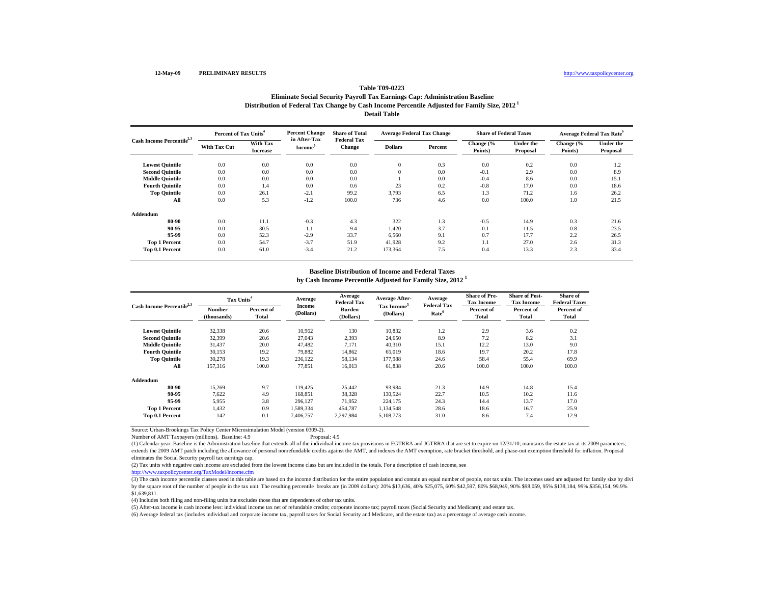12-May-09 **PRELIMINARY RESULTS** http://www.taxpolicycenter.org

### Table T09-0223
### Eliminate Social Security Payroll Tax Earnings Cap: Administration Baseline
### Distribution of Federal Tax Change by Cash Income Percentile Adjusted for Family Size, 2012 [1]
### Detail Table

| Cash Income Percentile[2,3] | Percent of Tax Units[4] | | Percent Change in After-Tax Income[5] | Share of Total Federal Tax Change | Average Federal Tax Change | | Share of Federal Taxes | | Average Federal Tax Rate[6] | |
|---|---|---|---|---|---|---|---|---|---|---|
| | With Tax Cut | With Tax Increase | | | Dollars | Percent | Change (% Points) | Under the Proposal | Change (% Points) | Under the Proposal |
| Lowest Quintile | 0.0 | 0.0 | 0.0 | 0.0 | 0 | 0.3 | 0.0 | 0.2 | 0.0 | 1.2 |
| Second Quintile | 0.0 | 0.0 | 0.0 | 0.0 | 0 | 0.0 | -0.1 | 2.9 | 0.0 | 8.9 |
| Middle Quintile | 0.0 | 0.0 | 0.0 | 0.0 | 1 | 0.0 | -0.4 | 8.6 | 0.0 | 15.1 |
| Fourth Quintile | 0.0 | 1.4 | 0.0 | 0.6 | 23 | 0.2 | -0.8 | 17.0 | 0.0 | 18.6 |
| Top Quintile | 0.0 | 26.1 | -2.1 | 99.2 | 3,793 | 6.5 | 1.3 | 71.2 | 1.6 | 26.2 |
| All | 0.0 | 5.3 | -1.2 | 100.0 | 736 | 4.6 | 0.0 | 100.0 | 1.0 | 21.5 |
| **Addendum** | | | | | | | | | | |
| 80-90 | 0.0 | 11.1 | -0.3 | 4.3 | 322 | 1.3 | -0.5 | 14.9 | 0.3 | 21.6 |
| 90-95 | 0.0 | 30.5 | -1.1 | 9.4 | 1,420 | 3.7 | -0.1 | 11.5 | 0.8 | 23.5 |
| 95-99 | 0.0 | 52.3 | -2.9 | 33.7 | 6,560 | 9.1 | 0.7 | 17.7 | 2.2 | 26.5 |
| Top 1 Percent | 0.0 | 54.7 | -3.7 | 51.9 | 41,928 | 9.2 | 1.1 | 27.0 | 2.6 | 31.3 |
| Top 0.1 Percent | 0.0 | 61.0 | -3.4 | 21.2 | 173,364 | 7.5 | 0.4 | 13.3 | 2.3 | 33.4 |

### Baseline Distribution of Income and Federal Taxes
### by Cash Income Percentile Adjusted for Family Size, 2012 [1]

| Cash Income Percentile[2,3] | Tax Units[4] | | Average Income (Dollars) | Average Federal Tax Burden (Dollars) | Average After-Tax Income[5] (Dollars) | Average Federal Tax Rate[6] | Share of Pre-Tax Income | Share of Post-Tax Income | Share of Federal Taxes |
|---|---|---|---|---|---|---|---|---|---|
| | Number (thousands) | Percent of Total | | | | | Percent of Total | Percent of Total | Percent of Total |
| Lowest Quintile | 32,338 | 20.6 | 10,962 | 130 | 10,832 | 1.2 | 2.9 | 3.6 | 0.2 |
| Second Quintile | 32,399 | 20.6 | 27,043 | 2,393 | 24,650 | 8.9 | 7.2 | 8.2 | 3.1 |
| Middle Quintile | 31,437 | 20.0 | 47,482 | 7,171 | 40,310 | 15.1 | 12.2 | 13.0 | 9.0 |
| Fourth Quintile | 30,153 | 19.2 | 79,882 | 14,862 | 65,019 | 18.6 | 19.7 | 20.2 | 17.8 |
| Top Quintile | 30,278 | 19.3 | 236,122 | 58,134 | 177,988 | 24.6 | 58.4 | 55.4 | 69.9 |
| All | 157,316 | 100.0 | 77,851 | 16,013 | 61,838 | 20.6 | 100.0 | 100.0 | 100.0 |
| **Addendum** | | | | | | | | | |
| 80-90 | 15,269 | 9.7 | 119,425 | 25,442 | 93,984 | 21.3 | 14.9 | 14.8 | 15.4 |
| 90-95 | 7,622 | 4.9 | 168,851 | 38,328 | 130,524 | 22.7 | 10.5 | 10.2 | 11.6 |
| 95-99 | 5,955 | 3.8 | 296,127 | 71,952 | 224,175 | 24.3 | 14.4 | 13.7 | 17.0 |
| Top 1 Percent | 1,432 | 0.9 | 1,589,334 | 454,787 | 1,134,548 | 28.6 | 18.6 | 16.7 | 25.9 |
| Top 0.1 Percent | 142 | 0.1 | 7,406,757 | 2,297,984 | 5,108,773 | 31.0 | 8.6 | 7.4 | 12.9 |

Source: Urban-Brookings Tax Policy Center Microsimulation Model (version 0309-2).

Number of AMT Taxpayers (millions). Baseline: 4.9 Proposal: 4.9

(1) Calendar year. Baseline is the Administration baseline that extends all of the individual income tax provisions in EGTRRA and JGTRRA that are set to expire on 12/31/10; maintains the estate tax at its 2009 parameters; extends the 2009 AMT patch including the allowance of personal nonrefundable credits against the AMT, and indexes the AMT exemption, rate bracket threshold, and phase-out exemption threshold for inflation. Proposal eliminates the Social Security payroll tax earnings cap.

(2) Tax units with negative cash income are excluded from the lowest income class but are included in the totals. For a description of cash income, see http://www.taxpolicycenter.org/TaxModel/income.cfm

(3) The cash income percentile classes used in this table are based on the income distribution for the entire population and contain an equal number of people, not tax units. The incomes used are adjusted for family size by dividing by the square root of the number of people in the tax unit. The resulting percentile breaks are (in 2009 dollars): 20% $13,636, 40% $25,075, 60% $42,597, 80% $68,949, 90% $98,059, 95% $138,184, 99% $356,154, 99.9% $1,639,811.

(4) Includes both filing and non-filing units but excludes those that are dependents of other tax units.

(5) After-tax income is cash income less: individual income tax net of refundable credits; corporate income tax; payroll taxes (Social Security and Medicare); and estate tax.

(6) Average federal tax (includes individual and corporate income tax, payroll taxes for Social Security and Medicare, and the estate tax) as a percentage of average cash income.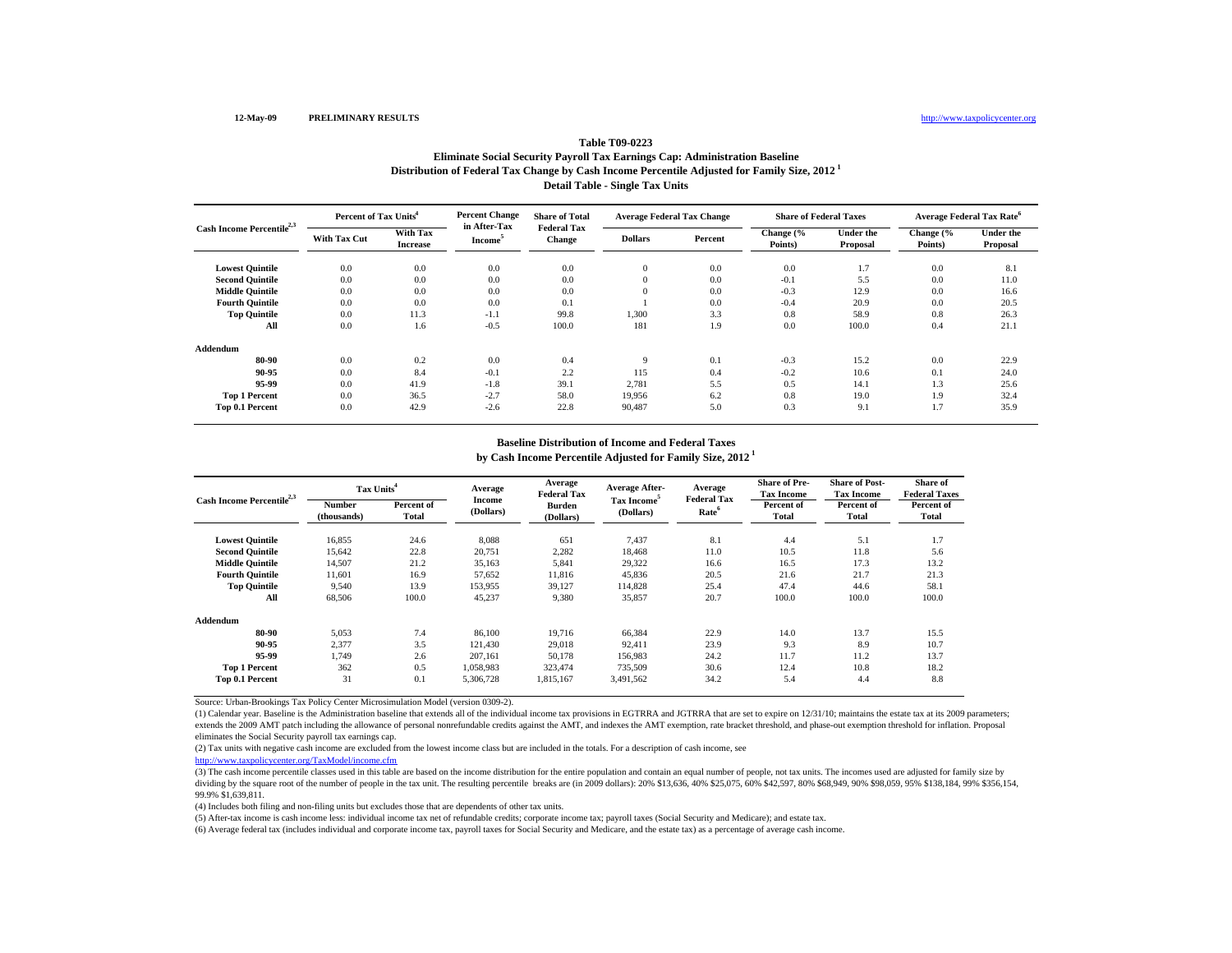12-May-09 **PRELIMINARY RESULTS** http://www.taxpolicycenter.org

## Table T09-0223
### Eliminate Social Security Payroll Tax Earnings Cap: Administration Baseline
### Distribution of Federal Tax Change by Cash Income Percentile Adjusted for Family Size, 2012 [1]
### Detail Table - Single Tax Units

| Cash Income Percentile[2,3] | Percent of Tax Units[4] | | Percent Change in After-Tax Income[5] | Share of Total Federal Tax Change | Average Federal Tax Change | | Share of Federal Taxes | | Average Federal Tax Rate[6] | |
|---|---|---|---|---|---|---|---|---|---|---|
| | With Tax Cut | With Tax Increase | | | Dollars | Percent | Change (% Points) | Under the Proposal | Change (% Points) | Under the Proposal |
| Lowest Quintile | 0.0 | 0.0 | 0.0 | 0.0 | 0 | 0.0 | 0.0 | 1.7 | 0.0 | 8.1 |
| Second Quintile | 0.0 | 0.0 | 0.0 | 0.0 | 0 | 0.0 | -0.1 | 5.5 | 0.0 | 11.0 |
| Middle Quintile | 0.0 | 0.0 | 0.0 | 0.0 | 0 | 0.0 | -0.3 | 12.9 | 0.0 | 16.6 |
| Fourth Quintile | 0.0 | 0.0 | 0.0 | 0.1 | 1 | 0.0 | -0.4 | 20.9 | 0.0 | 20.5 |
| Top Quintile | 0.0 | 11.3 | -1.1 | 99.8 | 1,300 | 3.3 | 0.8 | 58.9 | 0.8 | 26.3 |
| All | 0.0 | 1.6 | -0.5 | 100.0 | 181 | 1.9 | 0.0 | 100.0 | 0.4 | 21.1 |
| **Addendum** | | | | | | | | | | |
| 80-90 | 0.0 | 0.2 | 0.0 | 0.4 | 9 | 0.1 | -0.3 | 15.2 | 0.0 | 22.9 |
| 90-95 | 0.0 | 8.4 | -0.1 | 2.2 | 115 | 0.4 | -0.2 | 10.6 | 0.1 | 24.0 |
| 95-99 | 0.0 | 41.9 | -1.8 | 39.1 | 2,781 | 5.5 | 0.5 | 14.1 | 1.3 | 25.6 |
| Top 1 Percent | 0.0 | 36.5 | -2.7 | 58.0 | 19,956 | 6.2 | 0.8 | 19.0 | 1.9 | 32.4 |
| Top 0.1 Percent | 0.0 | 42.9 | -2.6 | 22.8 | 90,487 | 5.0 | 0.3 | 9.1 | 1.7 | 35.9 |

### Baseline Distribution of Income and Federal Taxes
### by Cash Income Percentile Adjusted for Family Size, 2012 [1]

| Cash Income Percentile[2,3] | Tax Units[4] | | Average Income (Dollars) | Average Federal Tax Burden (Dollars) | Average After-Tax Income[5] (Dollars) | Average Federal Tax Rate[6] | Share of Pre-Tax Income | Share of Post-Tax Income | Share of Federal Taxes |
|---|---|---|---|---|---|---|---|---|---|
| | Number (thousands) | Percent of Total | | | | | Percent of Total | Percent of Total | Percent of Total |
| Lowest Quintile | 16,855 | 24.6 | 8,088 | 651 | 7,437 | 8.1 | 4.4 | 5.1 | 1.7 |
| Second Quintile | 15,642 | 22.8 | 20,751 | 2,282 | 18,468 | 11.0 | 10.5 | 11.8 | 5.6 |
| Middle Quintile | 14,507 | 21.2 | 35,163 | 5,841 | 29,322 | 16.6 | 16.5 | 17.3 | 13.2 |
| Fourth Quintile | 11,601 | 16.9 | 57,652 | 11,816 | 45,836 | 20.5 | 21.6 | 21.7 | 21.3 |
| Top Quintile | 9,540 | 13.9 | 153,955 | 39,127 | 114,828 | 25.4 | 47.4 | 44.6 | 58.1 |
| All | 68,506 | 100.0 | 45,237 | 9,380 | 35,857 | 20.7 | 100.0 | 100.0 | 100.0 |
| **Addendum** | | | | | | | | | |
| 80-90 | 5,053 | 7.4 | 86,100 | 19,716 | 66,384 | 22.9 | 14.0 | 13.7 | 15.5 |
| 90-95 | 2,377 | 3.5 | 121,430 | 29,018 | 92,411 | 23.9 | 9.3 | 8.9 | 10.7 |
| 95-99 | 1,749 | 2.6 | 207,161 | 50,178 | 156,983 | 24.2 | 11.7 | 11.2 | 13.7 |
| Top 1 Percent | 362 | 0.5 | 1,058,983 | 323,474 | 735,509 | 30.6 | 12.4 | 10.8 | 18.2 |
| Top 0.1 Percent | 31 | 0.1 | 5,306,728 | 1,815,167 | 3,491,562 | 34.2 | 5.4 | 4.4 | 8.8 |

Source: Urban-Brookings Tax Policy Center Microsimulation Model (version 0309-2).

(1) Calendar year. Baseline is the Administration baseline that extends all of the individual income tax provisions in EGTRRA and JGTRRA that are set to expire on 12/31/10; maintains the estate tax at its 2009 parameters; extends the 2009 AMT patch including the allowance of personal nonrefundable credits against the AMT, and indexes the AMT exemption, rate bracket threshold, and phase-out exemption threshold for inflation. Proposal eliminates the Social Security payroll tax earnings cap.

(2) Tax units with negative cash income are excluded from the lowest income class but are included in the totals. For a description of cash income, see http://www.taxpolicycenter.org/TaxModel/income.cfm

(3) The cash income percentile classes used in this table are based on the income distribution for the entire population and contain an equal number of people, not tax units. The incomes used are adjusted for family size by dividing by the square root of the number of people in the tax unit. The resulting percentile breaks are (in 2009 dollars): 20% $13,636, 40% $25,075, 60% $42,597, 80% $68,949, 90% $98,059, 95% $138,184, 99% $356,154, 99.9% $1,639,811.

(4) Includes both filing and non-filing units but excludes those that are dependents of other tax units.

(5) After-tax income is cash income less: individual income tax net of refundable credits; corporate income tax; payroll taxes (Social Security and Medicare); and estate tax.

(6) Average federal tax (includes individual and corporate income tax, payroll taxes for Social Security and Medicare, and the estate tax) as a percentage of average cash income.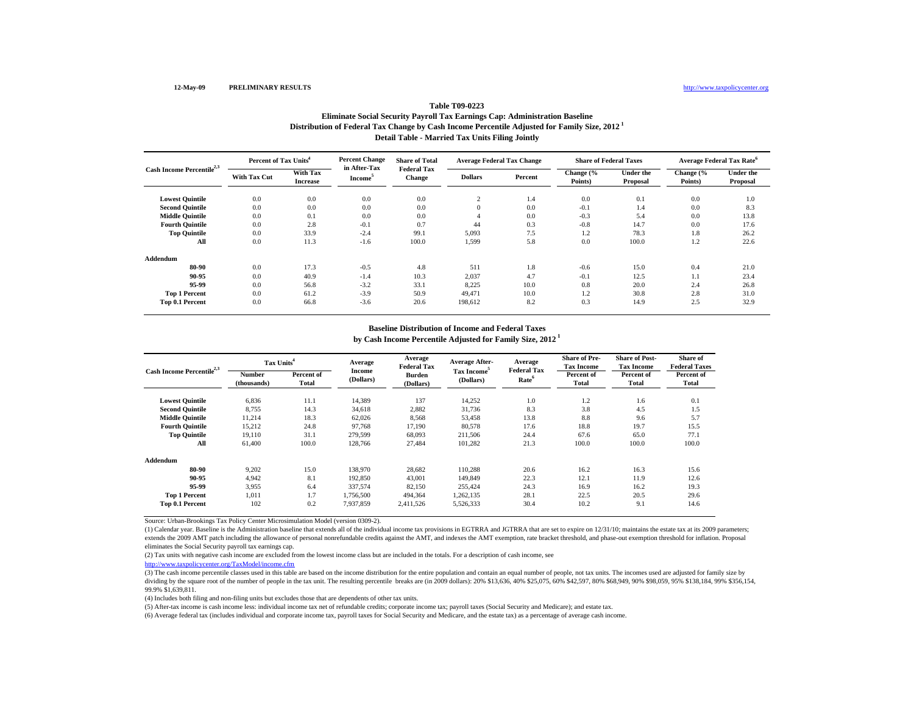12-May-09 **PRELIMINARY RESULTS** http://www.taxpolicycenter.org

## Table T09-0223

### Eliminate Social Security Payroll Tax Earnings Cap: Administration Baseline
### Distribution of Federal Tax Change by Cash Income Percentile Adjusted for Family Size, 2012 [1]
### Detail Table - Married Tax Units Filing Jointly

| Cash Income Percentile[2,3] | Percent of Tax Units[4] | | Percent Change in After-Tax Income[5] | Share of Total Federal Tax Change | Average Federal Tax Change | | Share of Federal Taxes | | Average Federal Tax Rate[6] | |
|---|---|---|---|---|---|---|---|---|---|---|
| | With Tax Cut | With Tax Increase | | | Dollars | Percent | Change (% Points) | Under the Proposal | Change (% Points) | Under the Proposal |
| Lowest Quintile | 0.0 | 0.0 | 0.0 | 0.0 | 2 | 1.4 | 0.0 | 0.1 | 0.0 | 1.0 |
| Second Quintile | 0.0 | 0.0 | 0.0 | 0.0 | 0 | 0.0 | -0.1 | 1.4 | 0.0 | 8.3 |
| Middle Quintile | 0.0 | 0.1 | 0.0 | 0.0 | 4 | 0.0 | -0.3 | 5.4 | 0.0 | 13.8 |
| Fourth Quintile | 0.0 | 2.8 | -0.1 | 0.7 | 44 | 0.3 | -0.8 | 14.7 | 0.0 | 17.6 |
| Top Quintile | 0.0 | 33.9 | -2.4 | 99.1 | 5,093 | 7.5 | 1.2 | 78.3 | 1.8 | 26.2 |
| All | 0.0 | 11.3 | -1.6 | 100.0 | 1,599 | 5.8 | 0.0 | 100.0 | 1.2 | 22.6 |
| **Addendum** | | | | | | | | | | |
| 80-90 | 0.0 | 17.3 | -0.5 | 4.8 | 511 | 1.8 | -0.6 | 15.0 | 0.4 | 21.0 |
| 90-95 | 0.0 | 40.9 | -1.4 | 10.3 | 2,037 | 4.7 | -0.1 | 12.5 | 1.1 | 23.4 |
| 95-99 | 0.0 | 56.8 | -3.2 | 33.1 | 8,225 | 10.0 | 0.8 | 20.0 | 2.4 | 26.8 |
| Top 1 Percent | 0.0 | 61.2 | -3.9 | 50.9 | 49,471 | 10.0 | 1.2 | 30.8 | 2.8 | 31.0 |
| Top 0.1 Percent | 0.0 | 66.8 | -3.6 | 20.6 | 198,612 | 8.2 | 0.3 | 14.9 | 2.5 | 32.9 |

### Baseline Distribution of Income and Federal Taxes
### by Cash Income Percentile Adjusted for Family Size, 2012 [1]

| Cash Income Percentile[2,3] | Tax Units[4] | | Average Income (Dollars) | Average Federal Tax Burden (Dollars) | Average After-Tax Income[5] (Dollars) | Average Federal Tax Rate[6] | Share of Pre-Tax Income | Share of Post-Tax Income | Share of Federal Taxes |
|---|---|---|---|---|---|---|---|---|---|
| | Number (thousands) | Percent of Total | | | | | Percent of Total | Percent of Total | Percent of Total |
| Lowest Quintile | 6,836 | 11.1 | 14,389 | 137 | 14,252 | 1.0 | 1.2 | 1.6 | 0.1 |
| Second Quintile | 8,755 | 14.3 | 34,618 | 2,882 | 31,736 | 8.3 | 3.8 | 4.5 | 1.5 |
| Middle Quintile | 11,214 | 18.3 | 62,026 | 8,568 | 53,458 | 13.8 | 8.8 | 9.6 | 5.7 |
| Fourth Quintile | 15,212 | 24.8 | 97,768 | 17,190 | 80,578 | 17.6 | 18.8 | 19.7 | 15.5 |
| Top Quintile | 19,110 | 31.1 | 279,599 | 68,093 | 211,506 | 24.4 | 67.6 | 65.0 | 77.1 |
| All | 61,400 | 100.0 | 128,766 | 27,484 | 101,282 | 21.3 | 100.0 | 100.0 | 100.0 |
| **Addendum** | | | | | | | | | |
| 80-90 | 9,202 | 15.0 | 138,970 | 28,682 | 110,288 | 20.6 | 16.2 | 16.3 | 15.6 |
| 90-95 | 4,942 | 8.1 | 192,850 | 43,001 | 149,849 | 22.3 | 12.1 | 11.9 | 12.6 |
| 95-99 | 3,955 | 6.4 | 337,574 | 82,150 | 255,424 | 24.3 | 16.9 | 16.2 | 19.3 |
| Top 1 Percent | 1,011 | 1.7 | 1,756,500 | 494,364 | 1,262,135 | 28.1 | 22.5 | 20.5 | 29.6 |
| Top 0.1 Percent | 102 | 0.2 | 7,937,859 | 2,411,526 | 5,526,333 | 30.4 | 10.2 | 9.1 | 14.6 |

Source: Urban-Brookings Tax Policy Center Microsimulation Model (version 0309-2).

(1) Calendar year. Baseline is the Administration baseline that extends all of the individual income tax provisions in EGTRRA and JGTRRA that are set to expire on 12/31/10; maintains the estate tax at its 2009 parameters; extends the 2009 AMT patch including the allowance of personal nonrefundable credits against the AMT, and indexes the AMT exemption, rate bracket threshold, and phase-out exemption threshold for inflation. Proposal eliminates the Social Security payroll tax earnings cap.

(2) Tax units with negative cash income are excluded from the lowest income class but are included in the totals. For a description of cash income, see http://www.taxpolicycenter.org/TaxModel/income.cfm

(3) The cash income percentile classes used in this table are based on the income distribution for the entire population and contain an equal number of people, not tax units. The incomes used are adjusted for family size by dividing by the square root of the number of people in the tax unit. The resulting percentile breaks are (in 2009 dollars): 20% $13,636, 40% $25,075, 60% $42,597, 80% $68,949, 90% $98,059, 95% $138,184, 99% $356,154, 99.9% $1,639,811.

(4) Includes both filing and non-filing units but excludes those that are dependents of other tax units.

(5) After-tax income is cash income less: individual income tax net of refundable credits; corporate income tax; payroll taxes (Social Security and Medicare); and estate tax.

(6) Average federal tax (includes individual and corporate income tax, payroll taxes for Social Security and Medicare, and the estate tax) as a percentage of average cash income.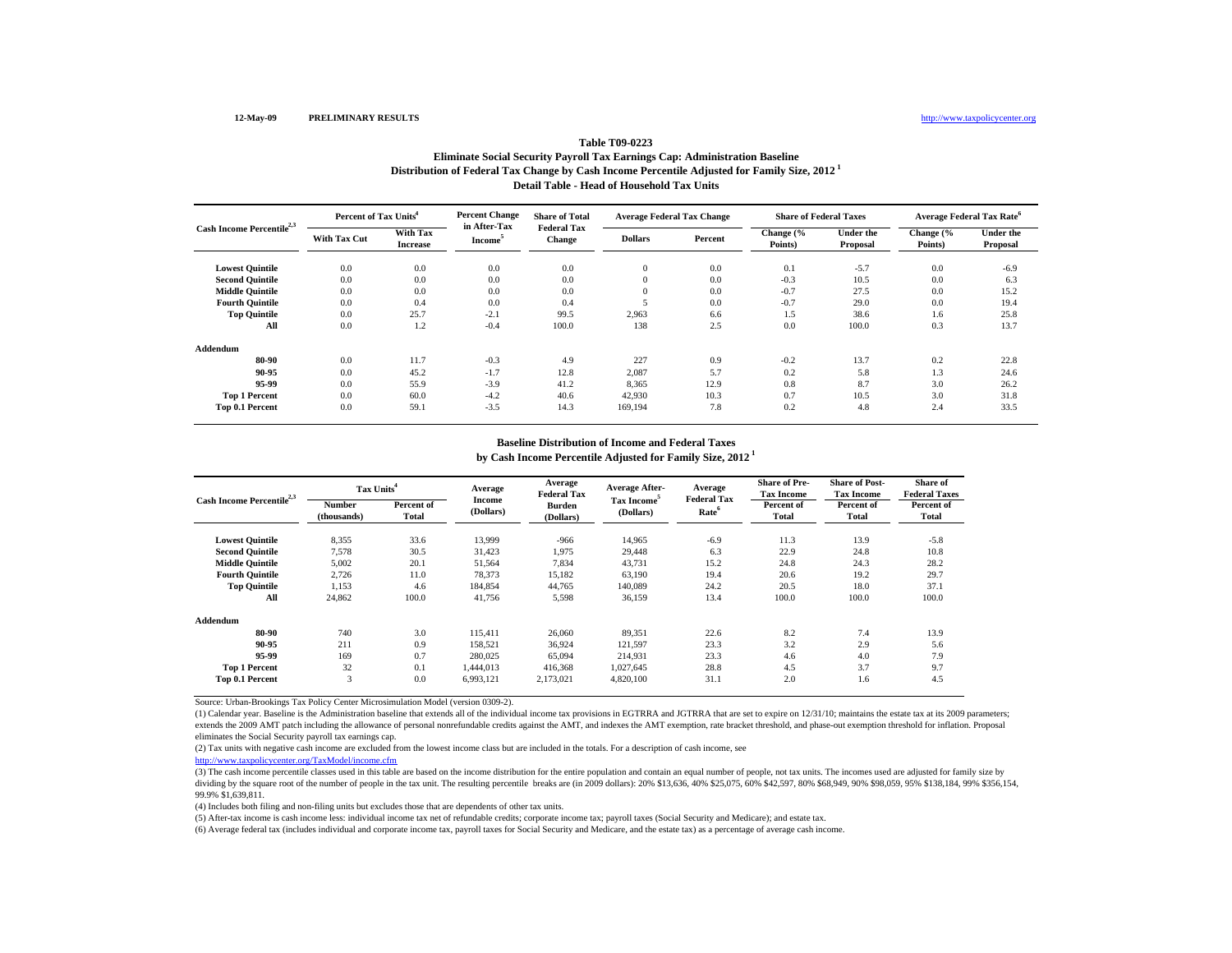12-May-09 PRELIMINARY RESULTS http://www.taxpolicycenter.org

# Table T09-0223

## Eliminate Social Security Payroll Tax Earnings Cap: Administration Baseline
## Distribution of Federal Tax Change by Cash Income Percentile Adjusted for Family Size, 2012 [1]
## Detail Table - Head of Household Tax Units

| Cash Income Percentile[2,3] | Percent of Tax Units[4] | | Percent Change in After-Tax Income[5] | Share of Total Federal Tax Change | Average Federal Tax Change | | Share of Federal Taxes | | Average Federal Tax Rate[6] | |
|---|---|---|---|---|---|---|---|---|---|---|
| | With Tax Cut | With Tax Increase | | | Dollars | Percent | Change (% Points) | Under the Proposal | Change (% Points) | Under the Proposal |
| **Lowest Quintile** | 0.0 | 0.0 | 0.0 | 0.0 | 0 | 0.0 | 0.1 | -5.7 | 0.0 | -6.9 |
| **Second Quintile** | 0.0 | 0.0 | 0.0 | 0.0 | 0 | 0.0 | -0.3 | 10.5 | 0.0 | 6.3 |
| **Middle Quintile** | 0.0 | 0.0 | 0.0 | 0.0 | 0 | 0.0 | -0.7 | 27.5 | 0.0 | 15.2 |
| **Fourth Quintile** | 0.0 | 0.4 | 0.0 | 0.4 | 5 | 0.0 | -0.7 | 29.0 | 0.0 | 19.4 |
| **Top Quintile** | 0.0 | 25.7 | -2.1 | 99.5 | 2,963 | 6.6 | 1.5 | 38.6 | 1.6 | 25.8 |
| **All** | 0.0 | 1.2 | -0.4 | 100.0 | 138 | 2.5 | 0.0 | 100.0 | 0.3 | 13.7 |
| **Addendum** | | | | | | | | | | |
| **80-90** | 0.0 | 11.7 | -0.3 | 4.9 | 227 | 0.9 | -0.2 | 13.7 | 0.2 | 22.8 |
| **90-95** | 0.0 | 45.2 | -1.7 | 12.8 | 2,087 | 5.7 | 0.2 | 5.8 | 1.3 | 24.6 |
| **95-99** | 0.0 | 55.9 | -3.9 | 41.2 | 8,365 | 12.9 | 0.8 | 8.7 | 3.0 | 26.2 |
| **Top 1 Percent** | 0.0 | 60.0 | -4.2 | 40.6 | 42,930 | 10.3 | 0.7 | 10.5 | 3.0 | 31.8 |
| **Top 0.1 Percent** | 0.0 | 59.1 | -3.5 | 14.3 | 169,194 | 7.8 | 0.2 | 4.8 | 2.4 | 33.5 |

## Baseline Distribution of Income and Federal Taxes
## by Cash Income Percentile Adjusted for Family Size, 2012 [1]

| Cash Income Percentile[2,3] | Tax Units[4] | | Average Income (Dollars) | Average Federal Tax Burden (Dollars) | Average After-Tax Income[5] (Dollars) | Average Federal Tax Rate[6] | Share of Pre-Tax Income | Share of Post-Tax Income | Share of Federal Taxes |
|---|---|---|---|---|---|---|---|---|---|
| | Number (thousands) | Percent of Total | | | | | Percent of Total | Percent of Total | Percent of Total |
| **Lowest Quintile** | 8,355 | 33.6 | 13,999 | -966 | 14,965 | -6.9 | 11.3 | 13.9 | -5.8 |
| **Second Quintile** | 7,578 | 30.5 | 31,423 | 1,975 | 29,448 | 6.3 | 22.9 | 24.8 | 10.8 |
| **Middle Quintile** | 5,002 | 20.1 | 51,564 | 7,834 | 43,731 | 15.2 | 24.8 | 24.3 | 28.2 |
| **Fourth Quintile** | 2,726 | 11.0 | 78,373 | 15,182 | 63,190 | 19.4 | 20.6 | 19.2 | 29.7 |
| **Top Quintile** | 1,153 | 4.6 | 184,854 | 44,765 | 140,089 | 24.2 | 20.5 | 18.0 | 37.1 |
| **All** | 24,862 | 100.0 | 41,756 | 5,598 | 36,159 | 13.4 | 100.0 | 100.0 | 100.0 |
| **Addendum** | | | | | | | | | |
| **80-90** | 740 | 3.0 | 115,411 | 26,060 | 89,351 | 22.6 | 8.2 | 7.4 | 13.9 |
| **90-95** | 211 | 0.9 | 158,521 | 36,924 | 121,597 | 23.3 | 3.2 | 2.9 | 5.6 |
| **95-99** | 169 | 0.7 | 280,025 | 65,094 | 214,931 | 23.3 | 4.6 | 4.0 | 7.9 |
| **Top 1 Percent** | 32 | 0.1 | 1,444,013 | 416,368 | 1,027,645 | 28.8 | 4.5 | 3.7 | 9.7 |
| **Top 0.1 Percent** | 3 | 0.0 | 6,993,121 | 2,173,021 | 4,820,100 | 31.1 | 2.0 | 1.6 | 4.5 |

Source: Urban-Brookings Tax Policy Center Microsimulation Model (version 0309-2).

(1) Calendar year. Baseline is the Administration baseline that extends all of the individual income tax provisions in EGTRRA and JGTRRA that are set to expire on 12/31/10; maintains the estate tax at its 2009 parameters; extends the 2009 AMT patch including the allowance of personal nonrefundable credits against the AMT, and indexes the AMT exemption, rate bracket threshold, and phase-out exemption threshold for inflation. Proposal eliminates the Social Security payroll tax earnings cap.

(2) Tax units with negative cash income are excluded from the lowest income class but are included in the totals. For a description of cash income, see http://www.taxpolicycenter.org/TaxModel/income.cfm

(3) The cash income percentile classes used in this table are based on the income distribution for the entire population and contain an equal number of people, not tax units. The incomes used are adjusted for family size by dividing by the square root of the number of people in the tax unit. The resulting percentile breaks are (in 2009 dollars): 20% $13,636, 40% $25,075, 60% $42,597, 80% $68,949, 90% $98,059, 95% $138,184, 99% $356,154, 99.9% $1,639,811.

(4) Includes both filing and non-filing units but excludes those that are dependents of other tax units.

(5) After-tax income is cash income less: individual income tax net of refundable credits; corporate income tax; payroll taxes (Social Security and Medicare); and estate tax.

(6) Average federal tax (includes individual and corporate income tax, payroll taxes for Social Security and Medicare, and the estate tax) as a percentage of average cash income.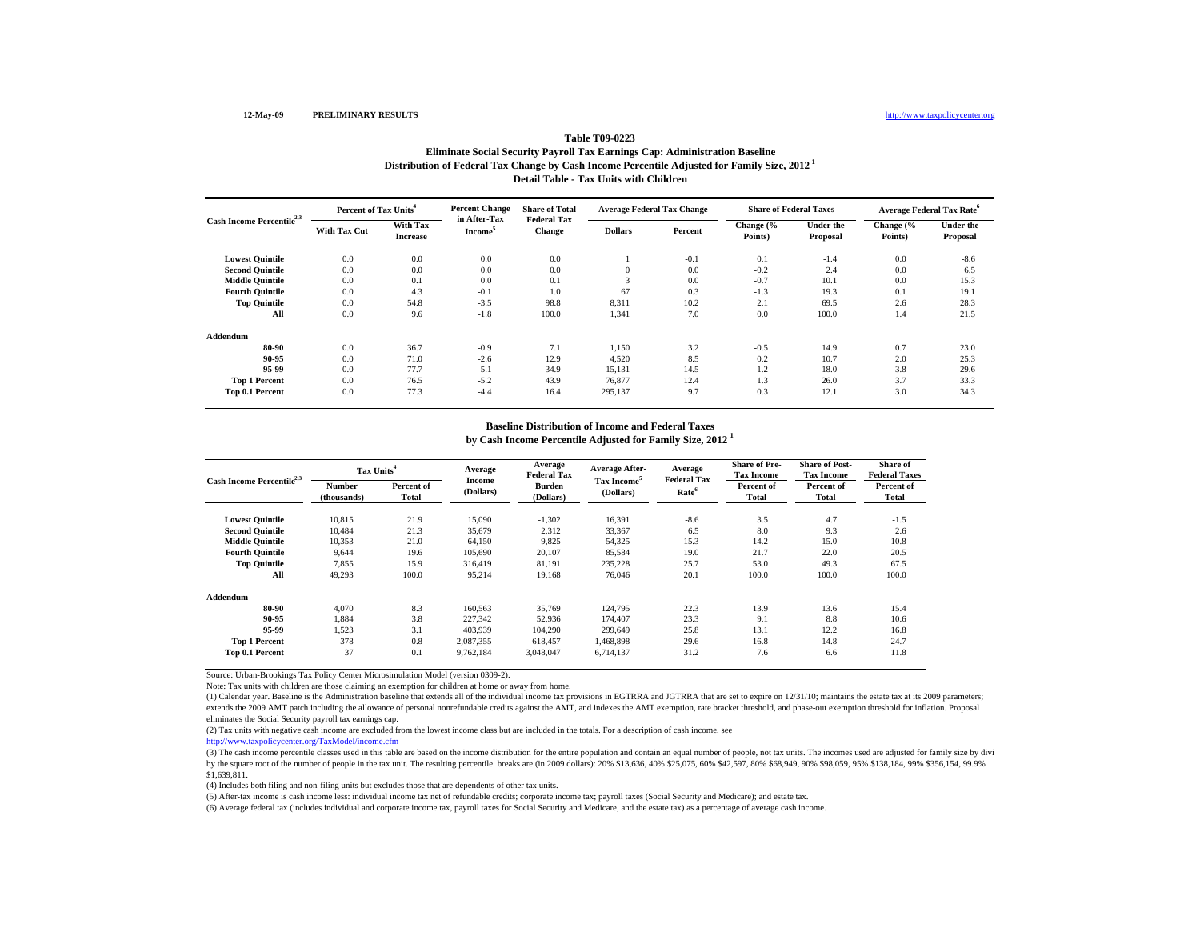12-May-09 **PRELIMINARY RESULTS** http://www.taxpolicycenter.org

### Table T09-0223
### Eliminate Social Security Payroll Tax Earnings Cap: Administration Baseline
### Distribution of Federal Tax Change by Cash Income Percentile Adjusted for Family Size, 2012 [1]
### Detail Table - Tax Units with Children

| Cash Income Percentile[2,3] | Percent of Tax Units[4] | | Percent Change in After-Tax Income[5] | Share of Total Federal Tax Change | Average Federal Tax Change | | Share of Federal Taxes | | Average Federal Tax Rate[6] | |
|---|---|---|---|---|---|---|---|---|---|---|
| | With Tax Cut | With Tax Increase | | | Dollars | Percent | Change (% Points) | Under the Proposal | Change (% Points) | Under the Proposal |
| **Lowest Quintile** | 0.0 | 0.0 | 0.0 | 0.0 | 1 | -0.1 | 0.1 | -1.4 | 0.0 | -8.6 |
| **Second Quintile** | 0.0 | 0.0 | 0.0 | 0.0 | 0 | 0.0 | -0.2 | 2.4 | 0.0 | 6.5 |
| **Middle Quintile** | 0.0 | 0.1 | 0.0 | 0.1 | 3 | 0.0 | -0.7 | 10.1 | 0.0 | 15.3 |
| **Fourth Quintile** | 0.0 | 4.3 | -0.1 | 1.0 | 67 | 0.3 | -1.3 | 19.3 | 0.1 | 19.1 |
| **Top Quintile** | 0.0 | 54.8 | -3.5 | 98.8 | 8,311 | 10.2 | 2.1 | 69.5 | 2.6 | 28.3 |
| **All** | 0.0 | 9.6 | -1.8 | 100.0 | 1,341 | 7.0 | 0.0 | 100.0 | 1.4 | 21.5 |
| **Addendum** | | | | | | | | | | |
| **80-90** | 0.0 | 36.7 | -0.9 | 7.1 | 1,150 | 3.2 | -0.5 | 14.9 | 0.7 | 23.0 |
| **90-95** | 0.0 | 71.0 | -2.6 | 12.9 | 4,520 | 8.5 | 0.2 | 10.7 | 2.0 | 25.3 |
| **95-99** | 0.0 | 77.7 | -5.1 | 34.9 | 15,131 | 14.5 | 1.2 | 18.0 | 3.8 | 29.6 |
| **Top 1 Percent** | 0.0 | 76.5 | -5.2 | 43.9 | 76,877 | 12.4 | 1.3 | 26.0 | 3.7 | 33.3 |
| **Top 0.1 Percent** | 0.0 | 77.3 | -4.4 | 16.4 | 295,137 | 9.7 | 0.3 | 12.1 | 3.0 | 34.3 |

### Baseline Distribution of Income and Federal Taxes
### by Cash Income Percentile Adjusted for Family Size, 2012 [1]

| Cash Income Percentile[2,3] | Tax Units[4] | | Average Income (Dollars) | Average Federal Tax Burden (Dollars) | Average After-Tax Income[5] (Dollars) | Average Federal Tax Rate[6] | Share of Pre-Tax Income | Share of Post-Tax Income | Share of Federal Taxes |
|---|---|---|---|---|---|---|---|---|---|
| | Number (thousands) | Percent of Total | | | | | Percent of Total | Percent of Total | Percent of Total |
| **Lowest Quintile** | 10,815 | 21.9 | 15,090 | -1,302 | 16,391 | -8.6 | 3.5 | 4.7 | -1.5 |
| **Second Quintile** | 10,484 | 21.3 | 35,679 | 2,312 | 33,367 | 6.5 | 8.0 | 9.3 | 2.6 |
| **Middle Quintile** | 10,353 | 21.0 | 64,150 | 9,825 | 54,325 | 15.3 | 14.2 | 15.0 | 10.8 |
| **Fourth Quintile** | 9,644 | 19.6 | 105,690 | 20,107 | 85,584 | 19.0 | 21.7 | 22.0 | 20.5 |
| **Top Quintile** | 7,855 | 15.9 | 316,419 | 81,191 | 235,228 | 25.7 | 53.0 | 49.3 | 67.5 |
| **All** | 49,293 | 100.0 | 95,214 | 19,168 | 76,046 | 20.1 | 100.0 | 100.0 | 100.0 |
| **Addendum** | | | | | | | | | |
| **80-90** | 4,070 | 8.3 | 160,563 | 35,769 | 124,795 | 22.3 | 13.9 | 13.6 | 15.4 |
| **90-95** | 1,884 | 3.8 | 227,342 | 52,936 | 174,407 | 23.3 | 9.1 | 8.8 | 10.6 |
| **95-99** | 1,523 | 3.1 | 403,939 | 104,290 | 299,649 | 25.8 | 13.1 | 12.2 | 16.8 |
| **Top 1 Percent** | 378 | 0.8 | 2,087,355 | 618,457 | 1,468,898 | 29.6 | 16.8 | 14.8 | 24.7 |
| **Top 0.1 Percent** | 37 | 0.1 | 9,762,184 | 3,048,047 | 6,714,137 | 31.2 | 7.6 | 6.6 | 11.8 |

Source: Urban-Brookings Tax Policy Center Microsimulation Model (version 0309-2).

Note: Tax units with children are those claiming an exemption for children at home or away from home.

(1) Calendar year. Baseline is the Administration baseline that extends all of the individual income tax provisions in EGTRRA and JGTRRA that are set to expire on 12/31/10; maintains the estate tax at its 2009 parameters; extends the 2009 AMT patch including the allowance of personal nonrefundable credits against the AMT, and indexes the AMT exemption, rate bracket threshold, and phase-out exemption threshold for inflation. Proposal eliminates the Social Security payroll tax earnings cap.

(2) Tax units with negative cash income are excluded from the lowest income class but are included in the totals. For a description of cash income, see http://www.taxpolicycenter.org/TaxModel/income.cfm

(3) The cash income percentile classes used in this table are based on the income distribution for the entire population and contain an equal number of people, not tax units. The incomes used are adjusted for family size by divi by the square root of the number of people in the tax unit. The resulting percentile breaks are (in 2009 dollars): 20% $13,636, 40% $25,075, 60% $42,597, 80% $68,949, 90% $98,059, 95% $138,184, 99% $356,154, 99.9% $1,639,811.

(4) Includes both filing and non-filing units but excludes those that are dependents of other tax units.

(5) After-tax income is cash income less: individual income tax net of refundable credits; corporate income tax; payroll taxes (Social Security and Medicare); and estate tax.

(6) Average federal tax (includes individual and corporate income tax, payroll taxes for Social Security and Medicare, and the estate tax) as a percentage of average cash income.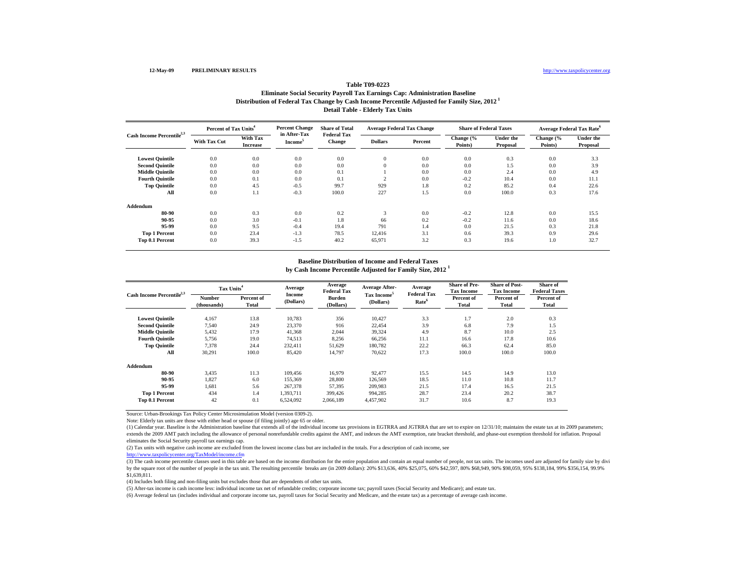12-May-09 **PRELIMINARY RESULTS** http://www.taxpolicycenter.org

## Table T09-0223
### Eliminate Social Security Payroll Tax Earnings Cap: Administration Baseline
### Distribution of Federal Tax Change by Cash Income Percentile Adjusted for Family Size, 2012 [1]
### Detail Table - Elderly Tax Units

| Cash Income Percentile[2,3] | Percent of Tax Units[4] | | Percent Change in After-Tax Income[5] | Share of Total Federal Tax Change | Average Federal Tax Change | | Share of Federal Taxes | | Average Federal Tax Rate[6] | |
|---|---|---|---|---|---|---|---|---|---|---|
| | With Tax Cut | With Tax Increase | | | Dollars | Percent | Change (% Points) | Under the Proposal | Change (% Points) | Under the Proposal |
| Lowest Quintile | 0.0 | 0.0 | 0.0 | 0.0 | 0 | 0.0 | 0.0 | 0.3 | 0.0 | 3.3 |
| Second Quintile | 0.0 | 0.0 | 0.0 | 0.0 | 0 | 0.0 | 0.0 | 1.5 | 0.0 | 3.9 |
| Middle Quintile | 0.0 | 0.0 | 0.0 | 0.1 | 1 | 0.0 | 0.0 | 2.4 | 0.0 | 4.9 |
| Fourth Quintile | 0.0 | 0.1 | 0.0 | 0.1 | 2 | 0.0 | -0.2 | 10.4 | 0.0 | 11.1 |
| Top Quintile | 0.0 | 4.5 | -0.5 | 99.7 | 929 | 1.8 | 0.2 | 85.2 | 0.4 | 22.6 |
| All | 0.0 | 1.1 | -0.3 | 100.0 | 227 | 1.5 | 0.0 | 100.0 | 0.3 | 17.6 |
| **Addendum** | | | | | | | | | | |
| 80-90 | 0.0 | 0.3 | 0.0 | 0.2 | 3 | 0.0 | -0.2 | 12.8 | 0.0 | 15.5 |
| 90-95 | 0.0 | 3.0 | -0.1 | 1.8 | 66 | 0.2 | -0.2 | 11.6 | 0.0 | 18.6 |
| 95-99 | 0.0 | 9.5 | -0.4 | 19.4 | 791 | 1.4 | 0.0 | 21.5 | 0.3 | 21.8 |
| Top 1 Percent | 0.0 | 23.4 | -1.3 | 78.5 | 12,416 | 3.1 | 0.6 | 39.3 | 0.9 | 29.6 |
| Top 0.1 Percent | 0.0 | 39.3 | -1.5 | 40.2 | 65,971 | 3.2 | 0.3 | 19.6 | 1.0 | 32.7 |

### Baseline Distribution of Income and Federal Taxes
### by Cash Income Percentile Adjusted for Family Size, 2012 [1]

| Cash Income Percentile[2,3] | Tax Units[4] | | Average Income (Dollars) | Average Federal Tax Burden (Dollars) | Average After-Tax Income[5] (Dollars) | Average Federal Tax Rate[6] | Share of Pre-Tax Income | Share of Post-Tax Income | Share of Federal Taxes |
|---|---|---|---|---|---|---|---|---|---|
| | Number (thousands) | Percent of Total | | | | | Percent of Total | Percent of Total | Percent of Total |
| Lowest Quintile | 4,167 | 13.8 | 10,783 | 356 | 10,427 | 3.3 | 1.7 | 2.0 | 0.3 |
| Second Quintile | 7,540 | 24.9 | 23,370 | 916 | 22,454 | 3.9 | 6.8 | 7.9 | 1.5 |
| Middle Quintile | 5,432 | 17.9 | 41,368 | 2,044 | 39,324 | 4.9 | 8.7 | 10.0 | 2.5 |
| Fourth Quintile | 5,756 | 19.0 | 74,513 | 8,256 | 66,256 | 11.1 | 16.6 | 17.8 | 10.6 |
| Top Quintile | 7,378 | 24.4 | 232,411 | 51,629 | 180,782 | 22.2 | 66.3 | 62.4 | 85.0 |
| All | 30,291 | 100.0 | 85,420 | 14,797 | 70,622 | 17.3 | 100.0 | 100.0 | 100.0 |
| **Addendum** | | | | | | | | | |
| 80-90 | 3,435 | 11.3 | 109,456 | 16,979 | 92,477 | 15.5 | 14.5 | 14.9 | 13.0 |
| 90-95 | 1,827 | 6.0 | 155,369 | 28,800 | 126,569 | 18.5 | 11.0 | 10.8 | 11.7 |
| 95-99 | 1,681 | 5.6 | 267,378 | 57,395 | 209,983 | 21.5 | 17.4 | 16.5 | 21.5 |
| Top 1 Percent | 434 | 1.4 | 1,393,711 | 399,426 | 994,285 | 28.7 | 23.4 | 20.2 | 38.7 |
| Top 0.1 Percent | 42 | 0.1 | 6,524,092 | 2,066,189 | 4,457,902 | 31.7 | 10.6 | 8.7 | 19.3 |

Source: Urban-Brookings Tax Policy Center Microsimulation Model (version 0309-2).

Note: Elderly tax units are those with either head or spouse (if filing jointly) age 65 or older.

(1) Calendar year. Baseline is the Administration baseline that extends all of the individual income tax provisions in EGTRRA and JGTRRA that are set to expire on 12/31/10; maintains the estate tax at its 2009 parameters; extends the 2009 AMT patch including the allowance of personal nonrefundable credits against the AMT, and indexes the AMT exemption, rate bracket threshold, and phase-out exemption threshold for inflation. Proposal eliminates the Social Security payroll tax earnings cap.

(2) Tax units with negative cash income are excluded from the lowest income class but are included in the totals. For a description of cash income, see http://www.taxpolicycenter.org/TaxModel/income.cfm

(3) The cash income percentile classes used in this table are based on the income distribution for the entire population and contain an equal number of people, not tax units. The incomes used are adjusted for family size by divi by the square root of the number of people in the tax unit. The resulting percentile breaks are (in 2009 dollars): 20% $13,636, 40% $25,075, 60% $42,597, 80% $68,949, 90% $98,059, 95% $138,184, 99% $356,154, 99.9% $1,639,811.

(4) Includes both filing and non-filing units but excludes those that are dependents of other tax units.

(5) After-tax income is cash income less: individual income tax net of refundable credits; corporate income tax; payroll taxes (Social Security and Medicare); and estate tax.

(6) Average federal tax (includes individual and corporate income tax, payroll taxes for Social Security and Medicare, and the estate tax) as a percentage of average cash income.